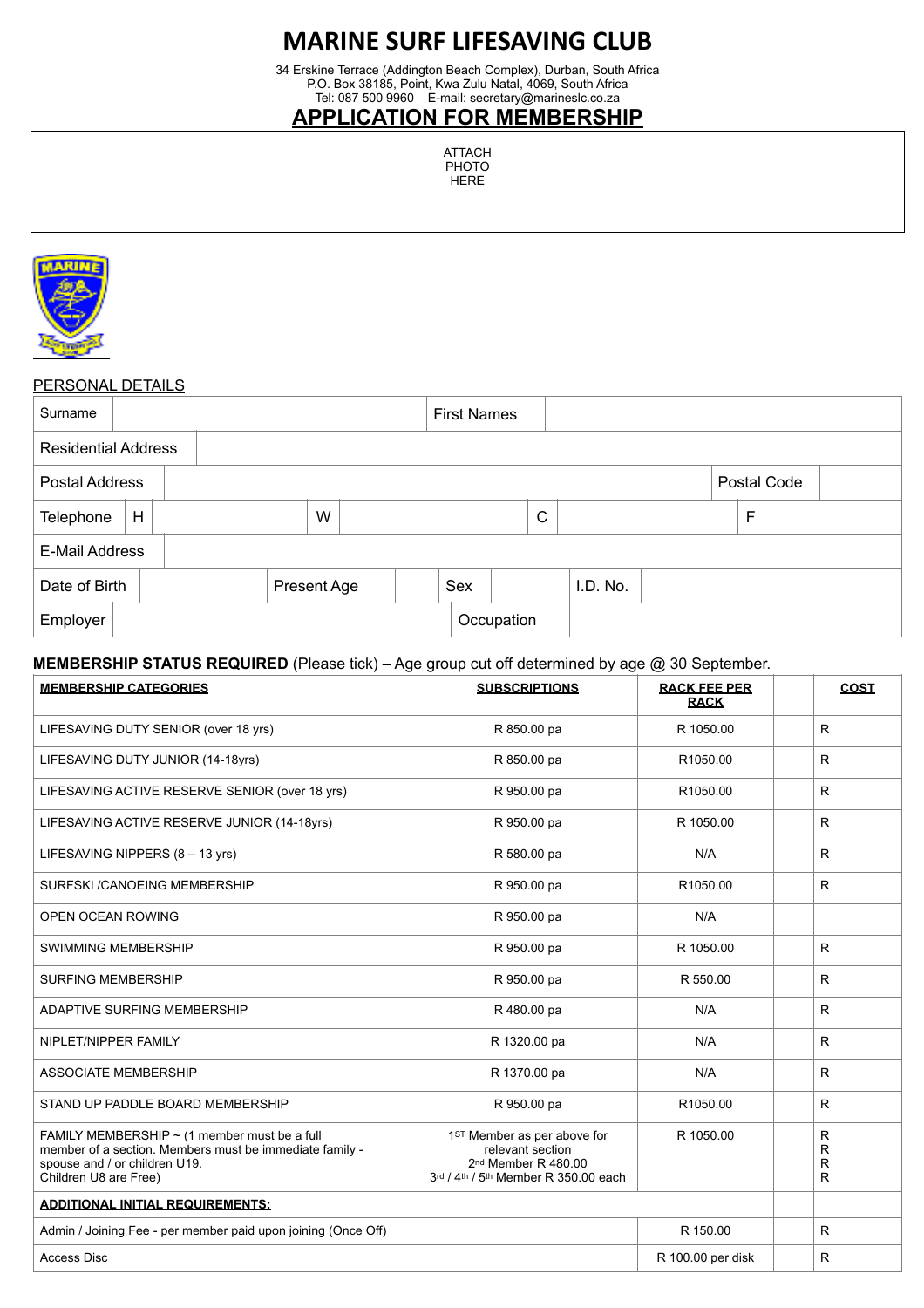# MARINE SURF LIFESAVING CLUB

34 Erskine Terrace (Addington Beach Complex), Durban, South Africa
P.O. Box 38185, Point, Kwa Zulu Natal, 4069, South Africa
Tel: 087 500 9960  E-mail: secretary@marineslc.co.za

## APPLICATION FOR MEMBERSHIP

ATTACH PHOTO HERE

PERSONAL DETAILS

| Surname | | | | First Names | | | |
|---|---|---|---|---|---|---|---|
| Residential Address | | | | | | | |
| Postal Address | | | | | | Postal Code | |
| Telephone | H | | W | | C | | F |
| E-Mail Address | | | | | | | |
| Date of Birth | | Present Age | | Sex | | I.D. No. | |
| Employer | | | | Occupation | | | |

**MEMBERSHIP STATUS REQUIRED** (Please tick) – Age group cut off determined by age @ 30 September.

| **MEMBERSHIP CATEGORIES** | | **SUBSCRIPTIONS** | **RACK FEE PER RACK** | | **COST** |
|---|---|---|---|---|---|
| LIFESAVING DUTY SENIOR (over 18 yrs) | | R 850.00 pa | R 1050.00 | | R |
| LIFESAVING DUTY JUNIOR (14-18yrs) | | R 850.00 pa | R1050.00 | | R |
| LIFESAVING ACTIVE RESERVE SENIOR (over 18 yrs) | | R 950.00 pa | R1050.00 | | R |
| LIFESAVING ACTIVE RESERVE JUNIOR (14-18yrs) | | R 950.00 pa | R 1050.00 | | R |
| LIFESAVING NIPPERS (8 – 13 yrs) | | R 580.00 pa | N/A | | R |
| SURFSKI /CANOEING MEMBERSHIP | | R 950.00 pa | R1050.00 | | R |
| OPEN OCEAN ROWING | | R 950.00 pa | N/A | | |
| SWIMMING MEMBERSHIP | | R 950.00 pa | R 1050.00 | | R |
| SURFING MEMBERSHIP | | R 950.00 pa | R 550.00 | | R |
| ADAPTIVE SURFING MEMBERSHIP | | R 480.00 pa | N/A | | R |
| NIPLET/NIPPER FAMILY | | R 1320.00 pa | N/A | | R |
| ASSOCIATE MEMBERSHIP | | R 1370.00 pa | N/A | | R |
| STAND UP PADDLE BOARD MEMBERSHIP | | R 950.00 pa | R1050.00 | | R |
| FAMILY MEMBERSHIP ~ (1 member must be a full member of a section. Members must be immediate family - spouse and / or children U19. Children U8 are Free) | | 1ST Member as per above for relevant section<br>2nd Member R 480.00<br>3rd / 4th / 5th Member R 350.00 each | R 1050.00 | | R<br>R<br>R<br>R |
| **ADDITIONAL INITIAL REQUIREMENTS:** | | | | | |
| Admin / Joining Fee - per member paid upon joining (Once Off) | | | R 150.00 | | R |
| Access Disc | | | R 100.00 per disk | | R |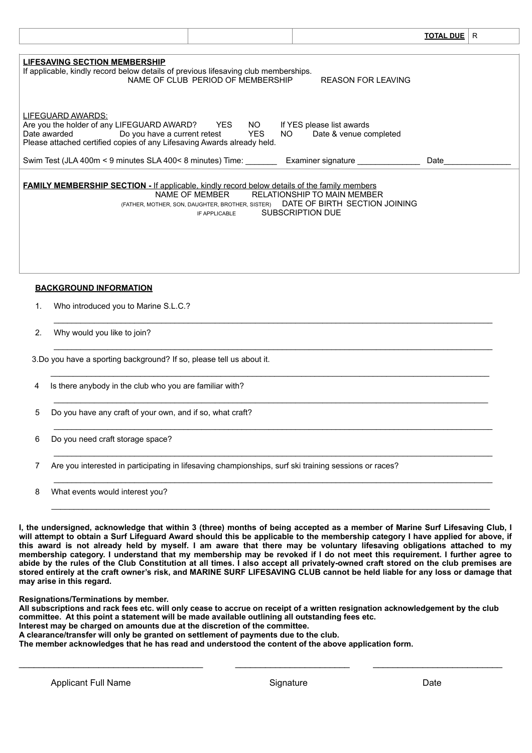| | | **TOTAL DUE** | R |
|---|---|---|---|

**LIFESAVING SECTION MEMBERSHIP**

If applicable, kindly record below details of previous lifesaving club memberships.

NAME OF CLUB PERIOD OF MEMBERSHIP REASON FOR LEAVING

LIFEGUARD AWARDS:

Are you the holder of any LIFEGUARD AWARD? YES NO If YES please list awards

Date awarded Do you have a current retest YES NO Date & venue completed

Please attached certified copies of any Lifesaving Awards already held.

Swim Test (JLA 400m < 9 minutes SLA 400< 8 minutes) Time: _______ Examiner signature ______________ Date_______________

**FAMILY MEMBERSHIP SECTION -** If applicable, kindly record below details of the family members

NAME OF MEMBER RELATIONSHIP TO MAIN MEMBER (FATHER, MOTHER, SON, DAUGHTER, BROTHER, SISTER) DATE OF BIRTH SECTION JOINING IF APPLICABLE SUBSCRIPTION DUE

**BACKGROUND INFORMATION**

1. Who introduced you to Marine S.L.C.?

   ______________________________________________________________________________

2. Why would you like to join?

   ______________________________________________________________________________

3. Do you have a sporting background? If so, please tell us about it.

   ______________________________________________________________________________

4. Is there anybody in the club who you are familiar with?

   ______________________________________________________________________________

5. Do you have any craft of your own, and if so, what craft?

   ______________________________________________________________________________

6. Do you need craft storage space?

   ______________________________________________________________________________

7. Are you interested in participating in lifesaving championships, surf ski training sessions or races?

   ______________________________________________________________________________

8. What events would interest you?

   ______________________________________________________________________________

**I, the undersigned, acknowledge that within 3 (three) months of being accepted as a member of Marine Surf Lifesaving Club, I will attempt to obtain a Surf Lifeguard Award should this be applicable to the membership category I have applied for above, if this award is not already held by myself. I am aware that there may be voluntary lifesaving obligations attached to my membership category. I understand that my membership may be revoked if I do not meet this requirement. I further agree to abide by the rules of the Club Constitution at all times. I also accept all privately-owned craft stored on the club premises are stored entirely at the craft owner's risk, and MARINE SURF LIFESAVING CLUB cannot be held liable for any loss or damage that may arise in this regard.**

**Resignations/Terminations by member.**

**All subscriptions and rack fees etc. will only cease to accrue on receipt of a written resignation acknowledgement by the club committee. At this point a statement will be made available outlining all outstanding fees etc.**

**Interest may be charged on amounts due at the discretion of the committee.**

**A clearance/transfer will only be granted on settlement of payments due to the club.**

**The member acknowledges that he has read and understood the content of the above application form.**

______________________________ ______________________ ______________________

Applicant Full Name Signature Date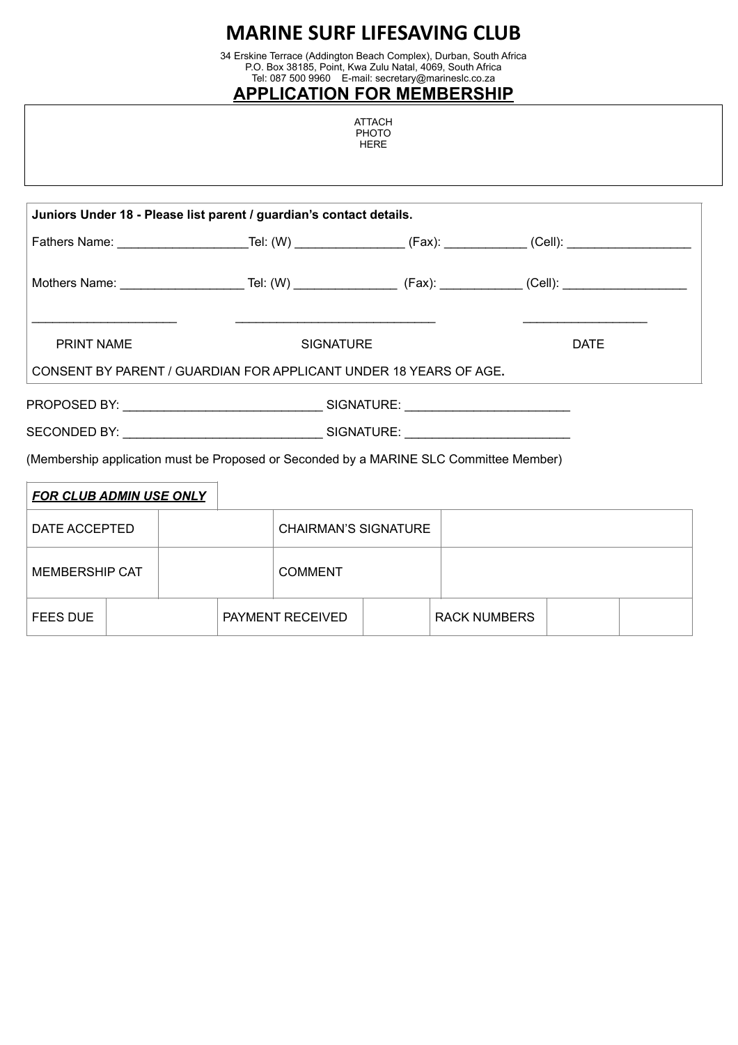# MARINE SURF LIFESAVING CLUB

34 Erskine Terrace (Addington Beach Complex), Durban, South Africa
P.O. Box 38185, Point, Kwa Zulu Natal, 4069, South Africa
Tel: 087 500 9960 E-mail: secretary@marineslc.co.za

## APPLICATION FOR MEMBERSHIP

ATTACH
PHOTO
HERE

**Juniors Under 18 - Please list parent / guardian's contact details.**

Fathers Name: __________________Tel: (W) _______________ (Fax): ___________ (Cell): _________________

Mothers Name: _________________ Tel: (W) ______________ (Fax): ___________ (Cell): _________________

____________________ ____________________________ _________________

PRINT NAME SIGNATURE DATE

CONSENT BY PARENT / GUARDIAN FOR APPLICANT UNDER 18 YEARS OF AGE.

PROPOSED BY: ____________________________ SIGNATURE: _______________________

SECONDED BY: ____________________________ SIGNATURE: _______________________

(Membership application must be Proposed or Seconded by a MARINE SLC Committee Member)

***FOR CLUB ADMIN USE ONLY***

| | | | | | | |
|---|---|---|---|---|---|---|
| DATE ACCEPTED | | CHAIRMAN'S SIGNATURE | | | | |
| MEMBERSHIP CAT | | COMMENT | | | | |
| FEES DUE | | PAYMENT RECEIVED | | RACK NUMBERS | | |